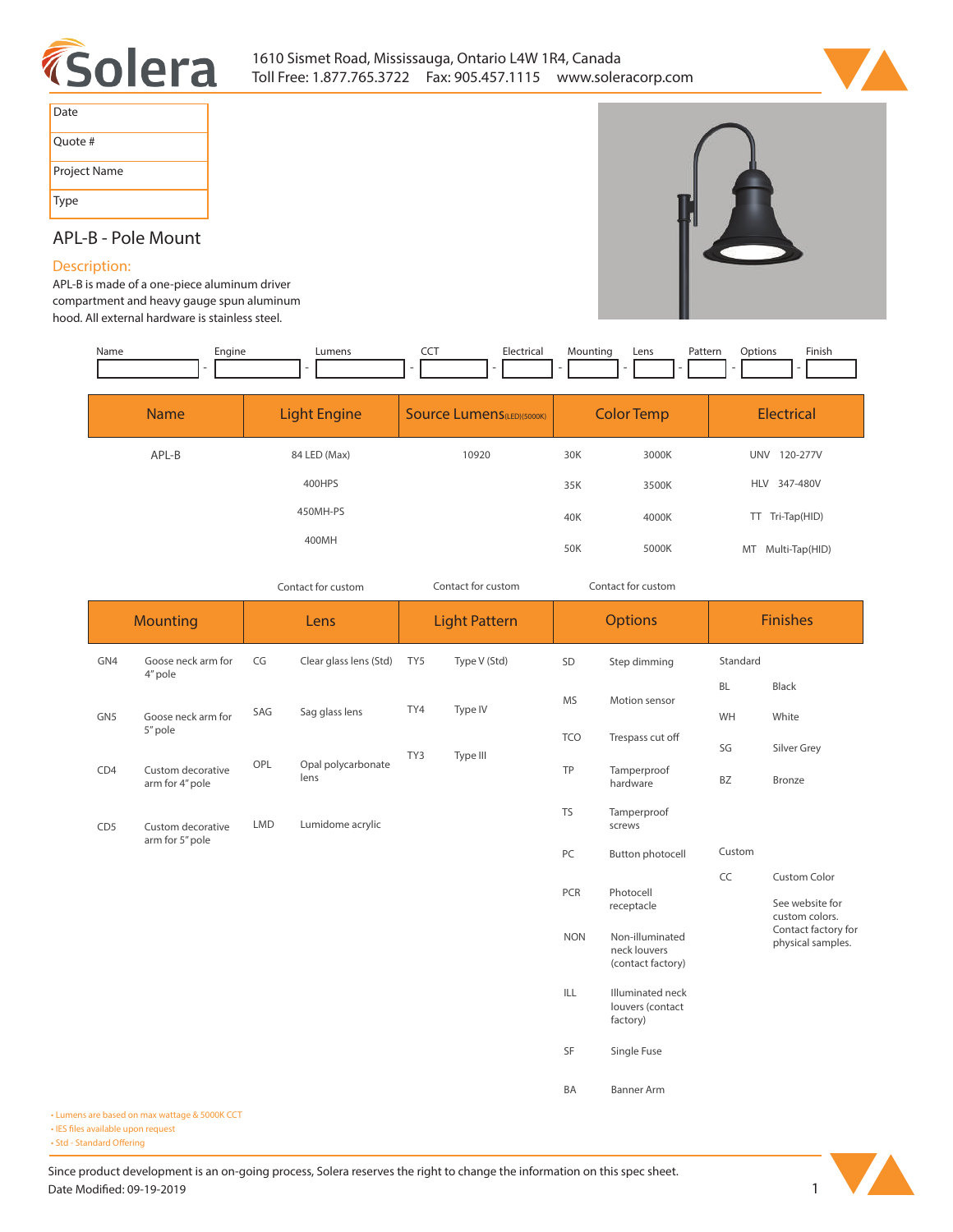1610 Sismet Road, Mississauga, Ontario L4W 1R4, Canada
Toll Free: 1.877.765.3722   Fax: 905.457.1115   www.soleracorp.com

| Date |
|---|
| Quote # |
| Project Name |
| Type |

## APL-B - Pole Mount

### Description:

APL-B is made of a one-piece aluminum driver compartment and heavy gauge spun aluminum hood. All external hardware is stainless steel.

| Name | Engine | Lumens | CCT | Electrical | Mounting | Lens | Pattern | Options | Finish |
|---|---|---|---|---|---|---|---|---|---|
| | | | | | | | | | |

| Name | Light Engine | Source Lumens (LED)(5000K) | Color Temp | | Electrical | |
|---|---|---|---|---|---|---|
| APL-B | 84 LED (Max) | 10920 | 30K | 3000K | UNV | 120-277V |
| | 400HPS | | 35K | 3500K | HLV | 347-480V |
| | 450MH-PS | | 40K | 4000K | TT | Tri-Tap(HID) |
| | 400MH | | 50K | 5000K | MT | Multi-Tap(HID) |
| | Contact for custom | Contact for custom | Contact for custom | | | |

| Mounting | | Lens | | Light Pattern | | Options | | Finishes | |
|---|---|---|---|---|---|---|---|---|---|
| GN4 | Goose neck arm for 4" pole | CG | Clear glass lens (Std) | TY5 | Type V (Std) | SD | Step dimming | Standard | |
| GN5 | Goose neck arm for 5" pole | SAG | Sag glass lens | TY4 | Type IV | MS | Motion sensor | BL | Black |
| CD4 | Custom decorative arm for 4" pole | OPL | Opal polycarbonate lens | TY3 | Type III | TCO | Trespass cut off | WH | White |
| CD5 | Custom decorative arm for 5" pole | LMD | Lumidome acrylic | | | TP | Tamperproof hardware | SG | Silver Grey |
| | | | | | | TS | Tamperproof screws | BZ | Bronze |
| | | | | | | PC | Button photocell | Custom | |
| | | | | | | PCR | Photocell receptacle | CC | Custom Color |
| | | | | | | NON | Non-illuminated neck louvers (contact factory) | | See website for custom colors. Contact factory for physical samples. |
| | | | | | | ILL | Illuminated neck louvers (contact factory) | | |
| | | | | | | SF | Single Fuse | | |
| | | | | | | BA | Banner Arm | | |

- Lumens are based on max wattage & 5000K CCT
- IES files available upon request
- Std - Standard Offering

Since product development is an on-going process, Solera reserves the right to change the information on this spec sheet.
Date Modified: 09-19-2019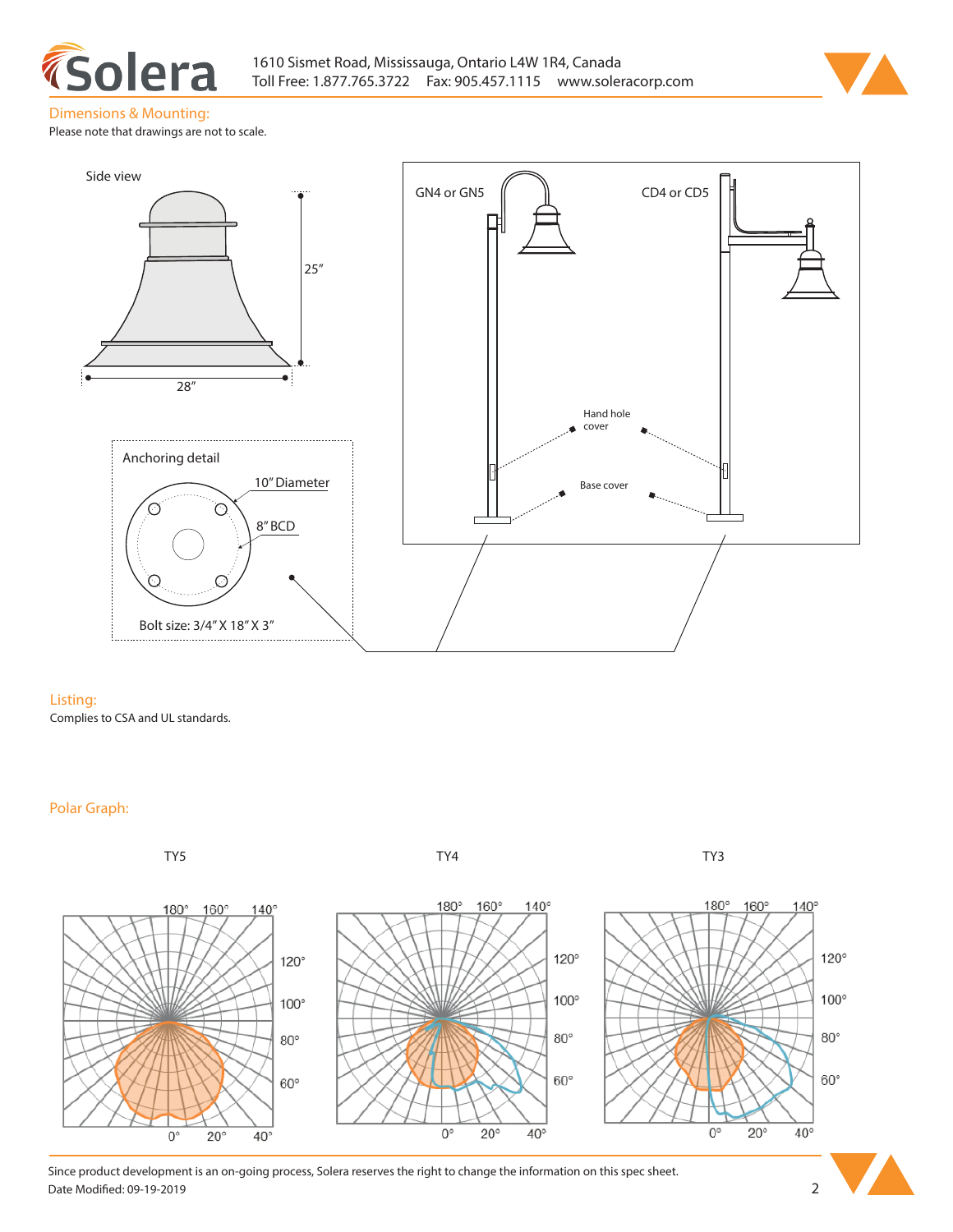1610 Sismet Road, Mississauga, Ontario L4W 1R4, Canada
Toll Free: 1.877.765.3722 Fax: 905.457.1115 www.soleracorp.com

## Dimensions & Mounting:

Please note that drawings are not to scale.

Side view

25″

28″

GN4 or GN5

CD4 or CD5

Hand hole cover

Base cover

Anchoring detail

10″ Diameter

8″ BCD

Bolt size: 3/4″ X 18″ X 3″

## Listing:

Complies to CSA and UL standards.

## Polar Graph:

TY5

180° 160° 140°
120°
100°
80°
60°
0° 20° 40°

TY4

180° 160° 140°
120°
100°
80°
60°
0° 20° 40°

TY3

180° 160° 140°
120°
100°
80°
60°
0° 20° 40°

Since product development is an on-going process, Solera reserves the right to change the information on this spec sheet.
Date Modified: 09-19-2019